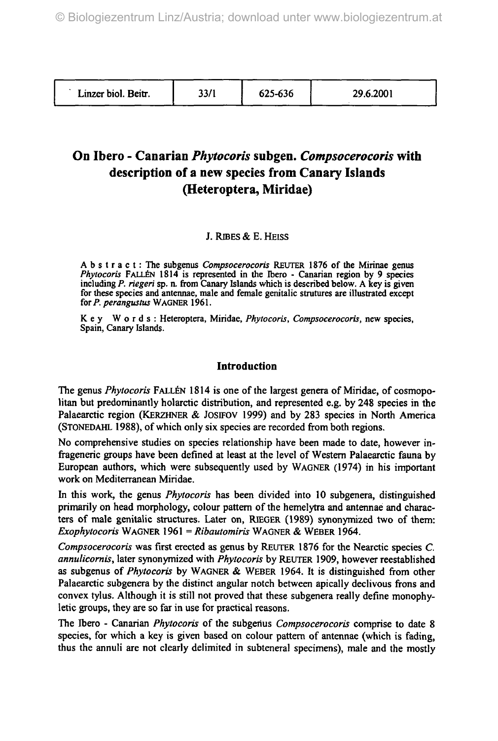# On Ibero - Canarian *Phytocoris* subgen. *Compsocerocoris* with description of a new species from Canary Islands (Heteroptera, Miridae)

J. RIBES & E. HEISS

**Abstract:** The subgenus *Compsocerocoris* REUTER 1876 of the Mirinae genus *Phytocoris* FALLÉN 1814 is represented in the Ibero - Canarian region by 9 species including *P. riegeri* sp. n. from Canary Islands which is described below. A key is given for these species and antennae, male and female genitalic strutures are illustrated except for *P. perangustus* WAGNER 1961.

**Key Words:** Heteroptera, Miridae, *Phytocoris*, *Compsocerocoris*, new species, Spain, Canary Islands.

## Introduction

The genus *Phytocoris* FALLÉN 1814 is one of the largest genera of Miridae, of cosmopolitan but predominantly holarctic distribution, and represented e.g. by 248 species in the Palaearctic region (KERZHNER & JOSIFOV 1999) and by 283 species in North America (STONEDAHL 1988), of which only six species are recorded from both regions.

No comprehensive studies on species relationship have been made to date, however infrageneric groups have been defined at least at the level of Western Palaearctic fauna by European authors, which were subsequently used by WAGNER (1974) in his important work on Mediterranean Miridae.

In this work, the genus *Phytocoris* has been divided into 10 subgenera, distinguished primarily on head morphology, colour pattern of the hemelytra and antennae and characters of male genitalic structures. Later on, RIEGER (1989) synonymized two of them: *Exophytocoris* WAGNER 1961 = *Ribautomiris* WAGNER & WEBER 1964.

*Compsocerocoris* was first erected as genus by REUTER 1876 for the Nearctic species *C. annulicornis*, later synonymized with *Phytocoris* by REUTER 1909, however reestablished as subgenus of *Phytocoris* by WAGNER & WEBER 1964. It is distinguished from other Palaearctic subgenera by the distinct angular notch between apically declivous frons and convex tylus. Although it is still not proved that these subgenera really define monophyletic groups, they are so far in use for practical reasons.

The Ibero - Canarian *Phytocoris* of the subgenus *Compsocerocoris* comprise to date 8 species, for which a key is given based on colour pattern of antennae (which is fading, thus the annuli are not clearly delimited in subteneral specimens), male and the mostly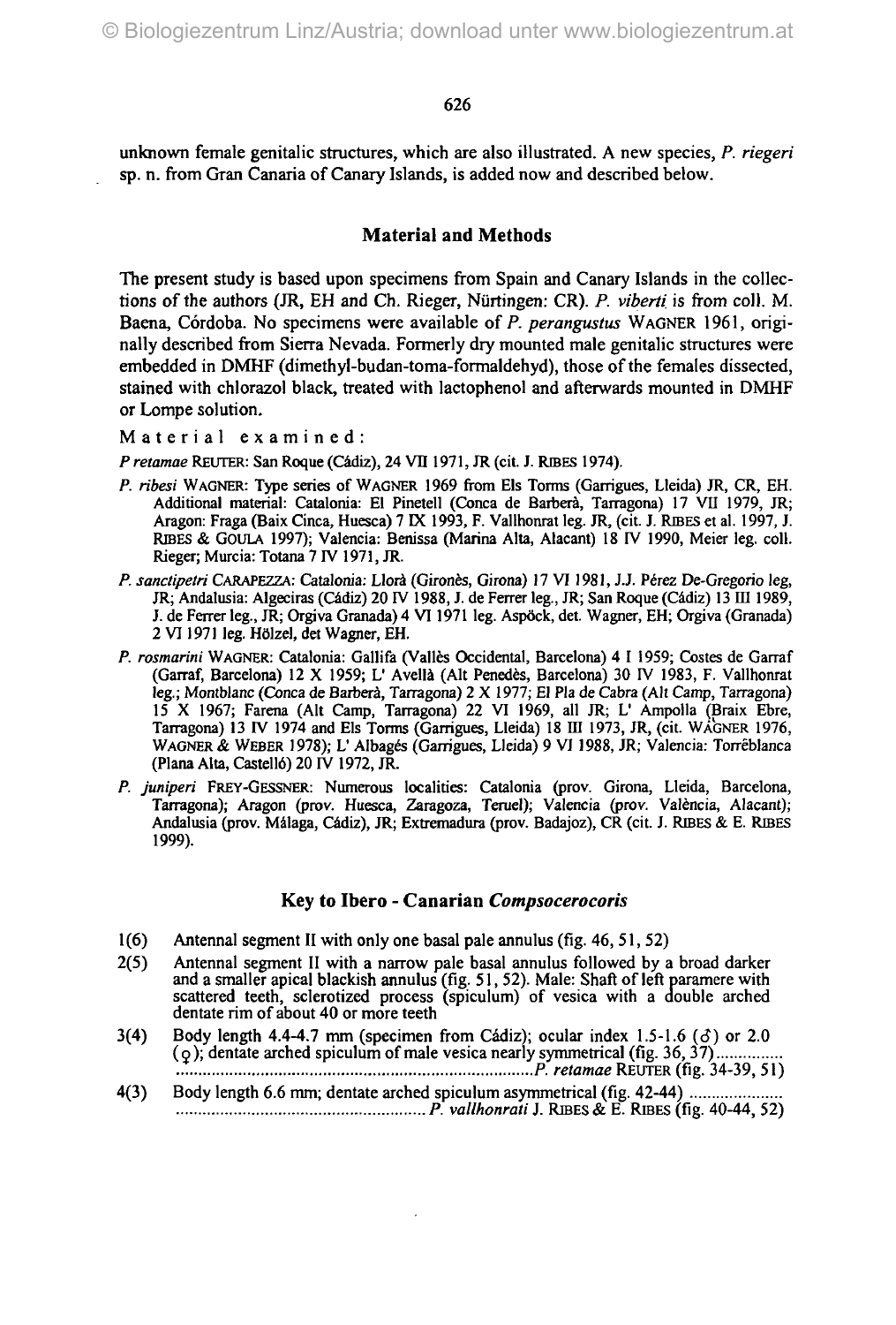unknown female genitalic structures, which are also illustrated. A new species, *P. riegeri* sp. n. from Gran Canaria of Canary Islands, is added now and described below.

## Material and Methods

The present study is based upon specimens from Spain and Canary Islands in the collections of the authors (JR, EH and Ch. Rieger, Nürtingen: CR). *P. viberti* is from coll. M. Baena, Córdoba. No specimens were available of *P. perangustus* WAGNER 1961, originally described from Sierra Nevada. Formerly dry mounted male genitalic structures were embedded in DMHF (dimethyl-budan-toma-formaldehyd), those of the females dissected, stained with chlorazol black, treated with lactophenol and afterwards mounted in DMHF or Lompe solution.

Material examined:

*P retamae* REUTER: San Roque (Cádiz), 24 VII 1971, JR (cit. J. RIBES 1974).

*P. ribesi* WAGNER: Type series of WAGNER 1969 from Els Torms (Garrigues, Lleida) JR, CR, EH. Additional material: Catalonia: El Pinetell (Conca de Barberà, Tarragona) 17 VII 1979, JR; Aragon: Fraga (Baix Cinca, Huesca) 7 IX 1993, F. Vallhonrat leg. JR, (cit. J. RIBES et al. 1997, J. RIBES & GOULA 1997); Valencia: Benissa (Marina Alta, Alacant) 18 IV 1990, Meier leg. coll. Rieger; Murcia: Totana 7 IV 1971, JR.

*P. sanctipetri* CARAPEZZA: Catalonia: Llorà (Gironès, Girona) 17 VI 1981, J.J. Pérez De-Gregorio leg, JR; Andalusia: Algeciras (Cádiz) 20 IV 1988, J. de Ferrer leg., JR; San Roque (Cádiz) 13 III 1989, J. de Ferrer leg., JR; Orgiva Granada) 4 VI 1971 leg. Aspöck, det. Wagner, EH; Orgiva (Granada) 2 VI 1971 leg. Hölzel, det Wagner, EH.

*P. rosmarini* WAGNER: Catalonia: Gallifa (Vallès Occidental, Barcelona) 4 I 1959; Costes de Garraf (Garraf, Barcelona) 12 X 1959; L' Avellà (Alt Penedès, Barcelona) 30 IV 1983, F. Vallhonrat leg.; Montblanc (Conca de Barberà, Tarragona) 2 X 1977; El Pla de Cabra (Alt Camp, Tarragona) 15 X 1967; Farena (Alt Camp, Tarragona) 22 VI 1969, all JR; L' Ampolla (Braix Ebre, Tarragona) 13 IV 1974 and Els Torms (Garrigues, Lleida) 18 III 1973, JR, (cit. WAGNER 1976, WAGNER & WEBER 1978); L' Albagés (Garrigues, Lleida) 9 VI 1988, JR; Valencia: Torrêblanca (Plana Alta, Castelló) 20 IV 1972, JR.

*P. juniperi* FREY-GESSNER: Numerous localities: Catalonia (prov. Girona, Lleida, Barcelona, Tarragona); Aragon (prov. Huesca, Zaragoza, Teruel); Valencia (prov. València, Alacant); Andalusia (prov. Málaga, Cádiz), JR; Extremadura (prov. Badajoz), CR (cit. J. RIBES & E. RIBES 1999).

## Key to Ibero - Canarian *Compsocerocoris*

1(6) Antennal segment II with only one basal pale annulus (fig. 46, 51, 52)

2(5) Antennal segment II with a narrow pale basal annulus followed by a broad darker and a smaller apical blackish annulus (fig. 51, 52). Male: Shaft of left paramere with scattered teeth, sclerotized process (spiculum) of vesica with a double arched dentate rim of about 40 or more teeth

3(4) Body length 4.4-4.7 mm (specimen from Cádiz); ocular index 1.5-1.6 (♂) or 2.0 (♀); dentate arched spiculum of male vesica nearly symmetrical (fig. 36, 37)............... ................................................................................*P. retamae* REUTER (fig. 34-39, 51)

4(3) Body length 6.6 mm; dentate arched spiculum asymmetrical (fig. 42-44) .................... ........................................................ *P. vallhonrati* J. RIBES & E. RIBES (fig. 40-44, 52)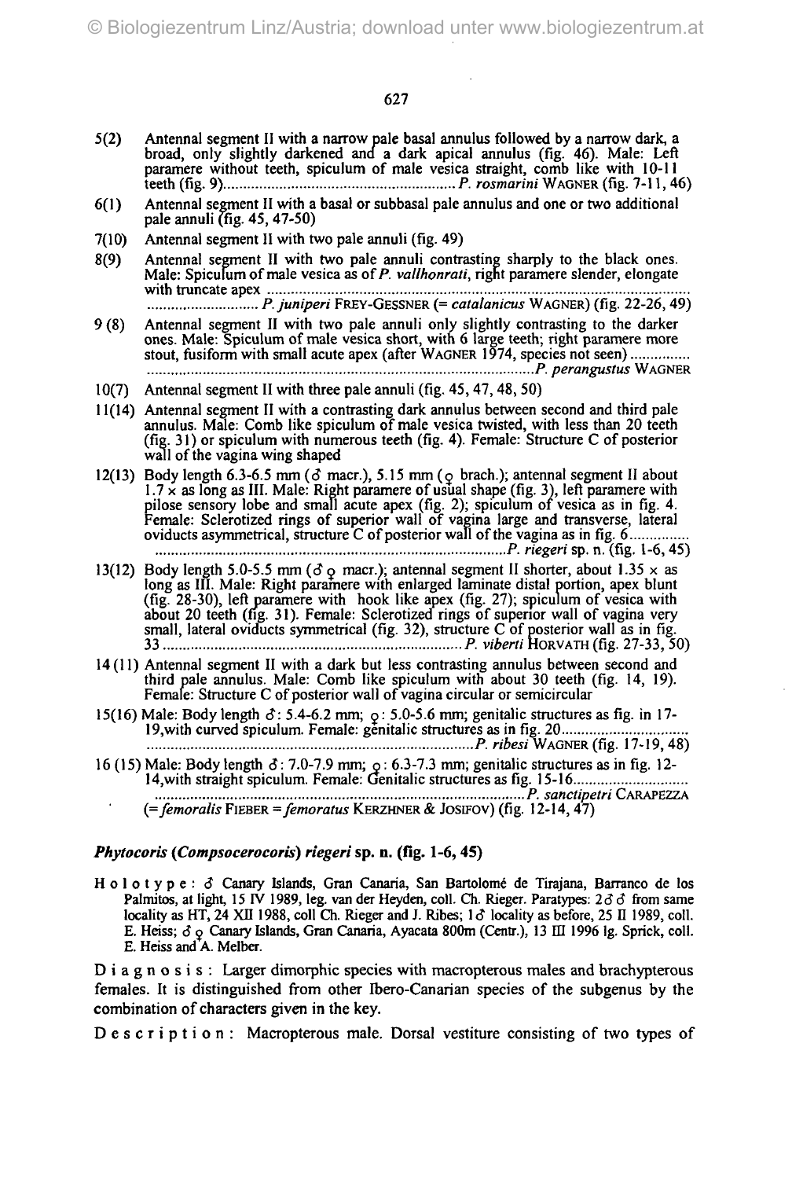5(2) Antennal segment II with a narrow pale basal annulus followed by a narrow dark, a broad, only slightly darkened and a dark apical annulus (fig. 46). Male: Left paramere without teeth, spiculum of male vesica straight, comb like with 10-11 teeth (fig. 9).......................................................... *P. rosmarini* WAGNER (fig. 7-11, 46)

6(1) Antennal segment II with a basal or subbasal pale annulus and one or two additional pale annuli (fig. 45, 47-50)

7(10) Antennal segment II with two pale annuli (fig. 49)

8(9) Antennal segment II with two pale annuli contrasting sharply to the black ones. Male: Spiculum of male vesica as of *P. vallhonrati*, right paramere slender, elongate with truncate apex .......................................................................................................... ............................ *P. juniperi* FREY-GESSNER (= *catalanicus* WAGNER) (fig. 22-26, 49)

9 (8) Antennal segment II with two pale annuli only slightly contrasting to the darker ones. Male: Spiculum of male vesica short, with 6 large teeth; right paramere more stout, fusiform with small acute apex (after WAGNER 1974, species not seen) .............. ................................................................................................*P. perangustus* WAGNER

10(7) Antennal segment II with three pale annuli (fig. 45, 47, 48, 50)

11(14) Antennal segment II with a contrasting dark annulus between second and third pale annulus. Male: Comb like spiculum of male vesica twisted, with less than 20 teeth (fig. 31) or spiculum with numerous teeth (fig. 4). Female: Structure C of posterior wall of the vagina wing shaped

12(13) Body length 6.3-6.5 mm (♂ macr.), 5.15 mm (♀ brach.); antennal segment II about 1.7 × as long as III. Male: Right paramere of usual shape (fig. 3), left paramere with pilose sensory lobe and small acute apex (fig. 2); spiculum of vesica as in fig. 4. Female: Sclerotized rings of superior wall of vagina large and transverse, lateral oviducts asymmetrical, structure C of posterior wall of the vagina as in fig. 6............... .......................................................................................*P. riegeri* sp. n. (fig. 1-6, 45)

13(12) Body length 5.0-5.5 mm (♂ ♀ macr.); antennal segment II shorter, about 1.35 × as long as III. Male: Right paramere with enlarged laminate distal portion, apex blunt (fig. 28-30), left paramere with hook like apex (fig. 27); spiculum of vesica with about 20 teeth (fig. 31). Female: Sclerotized rings of superior wall of vagina very small, lateral oviducts symmetrical (fig. 32), structure C of posterior wall as in fig. 33 ........................................................................... *P. viberti* HORVATH (fig. 27-33, 50)

14 (11) Antennal segment II with a dark but less contrasting annulus between second and third pale annulus. Male: Comb like spiculum with about 30 teeth (fig. 14, 19). Female: Structure C of posterior wall of vagina circular or semicircular

15(16) Male: Body length ♂: 5.4-6.2 mm; ♀: 5.0-5.6 mm; genitalic structures as fig. in 17-19,with curved spiculum. Female: genitalic structures as in fig. 20................................ .................................................................................*P. ribesi* WAGNER (fig. 17-19, 48)

16 (15) Male: Body length ♂: 7.0-7.9 mm; ♀: 6.3-7.3 mm; genitalic structures as in fig. 12-14,with straight spiculum. Female: Genitalic structures as fig. 15-16............................ ............................................................................................*P. sanctipetri* CARAPEZZA (= *femoralis* FIEBER = *femoratus* KERZHNER & JOSIFOV) (fig. 12-14, 47)

### *Phytocoris (Compsocerocoris) riegeri* sp. n. (fig. 1-6, 45)

H o l o t y p e : ♂ Canary Islands, Gran Canaria, San Bartolomé de Tirajana, Barranco de los Palmitos, at light, 15 IV 1989, leg. van der Heyden, coll. Ch. Rieger. Paratypes: 2♂♂ from same locality as HT, 24 XII 1988, coll Ch. Rieger and J. Ribes; 1♂ locality as before, 25 II 1989, coll. E. Heiss; ♂ ♀ Canary Islands, Gran Canaria, Ayacata 800m (Centr.), 13 III 1996 lg. Sprick, coll. E. Heiss and A. Melber.

D i a g n o s i s : Larger dimorphic species with macropterous males and brachypterous females. It is distinguished from other Ibero-Canarian species of the subgenus by the combination of characters given in the key.

D e s c r i p t i o n : Macropterous male. Dorsal vestiture consisting of two types of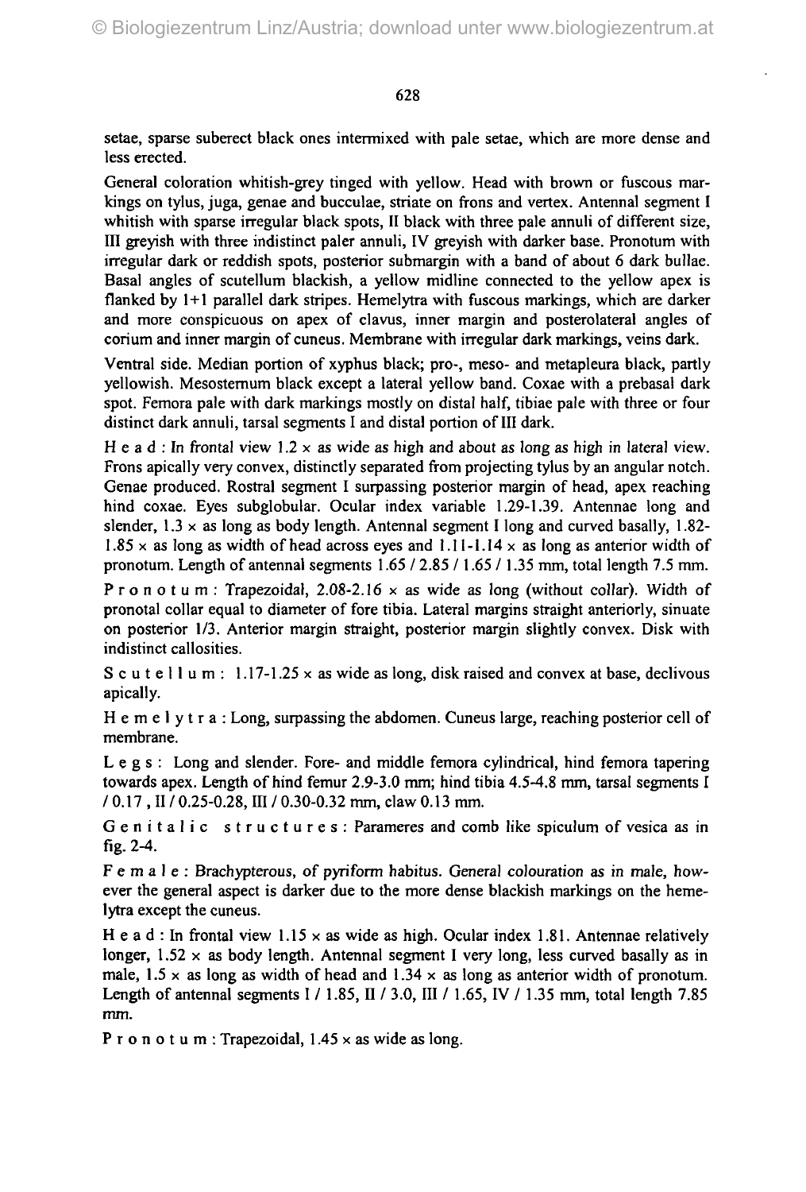setae, sparse suberect black ones intermixed with pale setae, which are more dense and less erected.

General coloration whitish-grey tinged with yellow. Head with brown or fuscous markings on tylus, juga, genae and bucculae, striate on frons and vertex. Antennal segment I whitish with sparse irregular black spots, II black with three pale annuli of different size, III greyish with three indistinct paler annuli, IV greyish with darker base. Pronotum with irregular dark or reddish spots, posterior submargin with a band of about 6 dark bullae. Basal angles of scutellum blackish, a yellow midline connected to the yellow apex is flanked by 1+1 parallel dark stripes. Hemelytra with fuscous markings, which are darker and more conspicuous on apex of clavus, inner margin and posterolateral angles of corium and inner margin of cuneus. Membrane with irregular dark markings, veins dark.

Ventral side. Median portion of xyphus black; pro-, meso- and metapleura black, partly yellowish. Mesosternum black except a lateral yellow band. Coxae with a prebasal dark spot. Femora pale with dark markings mostly on distal half, tibiae pale with three or four distinct dark annuli, tarsal segments I and distal portion of III dark.

H e a d : In frontal view 1.2 × as wide as high and about as long as high in lateral view. Frons apically very convex, distinctly separated from projecting tylus by an angular notch. Genae produced. Rostral segment I surpassing posterior margin of head, apex reaching hind coxae. Eyes subglobular. Ocular index variable 1.29-1.39. Antennae long and slender, 1.3 × as long as body length. Antennal segment I long and curved basally, 1.82-1.85 × as long as width of head across eyes and 1.11-1.14 × as long as anterior width of pronotum. Length of antennal segments 1.65 / 2.85 / 1.65 / 1.35 mm, total length 7.5 mm.

P r o n o t u m : Trapezoidal, 2.08-2.16 × as wide as long (without collar). Width of pronotal collar equal to diameter of fore tibia. Lateral margins straight anteriorly, sinuate on posterior 1/3. Anterior margin straight, posterior margin slightly convex. Disk with indistinct callosities.

S c u t e l l u m : 1.17-1.25 × as wide as long, disk raised and convex at base, declivous apically.

H e m e l y t r a : Long, surpassing the abdomen. Cuneus large, reaching posterior cell of membrane.

L e g s : Long and slender. Fore- and middle femora cylindrical, hind femora tapering towards apex. Length of hind femur 2.9-3.0 mm; hind tibia 4.5-4.8 mm, tarsal segments I / 0.17 , II / 0.25-0.28, III / 0.30-0.32 mm, claw 0.13 mm.

G e n i t a l i c s t r u c t u r e s : Parameres and comb like spiculum of vesica as in fig. 2-4.

F e m a l e : Brachypterous, of pyriform habitus. General colouration as in male, however the general aspect is darker due to the more dense blackish markings on the hemelytra except the cuneus.

H e a d : In frontal view 1.15 × as wide as high. Ocular index 1.81. Antennae relatively longer, 1.52 × as body length. Antennal segment I very long, less curved basally as in male, 1.5 × as long as width of head and 1.34 × as long as anterior width of pronotum. Length of antennal segments I / 1.85, II / 3.0, III / 1.65, IV / 1.35 mm, total length 7.85 mm.

P r o n o t u m : Trapezoidal, 1.45 × as wide as long.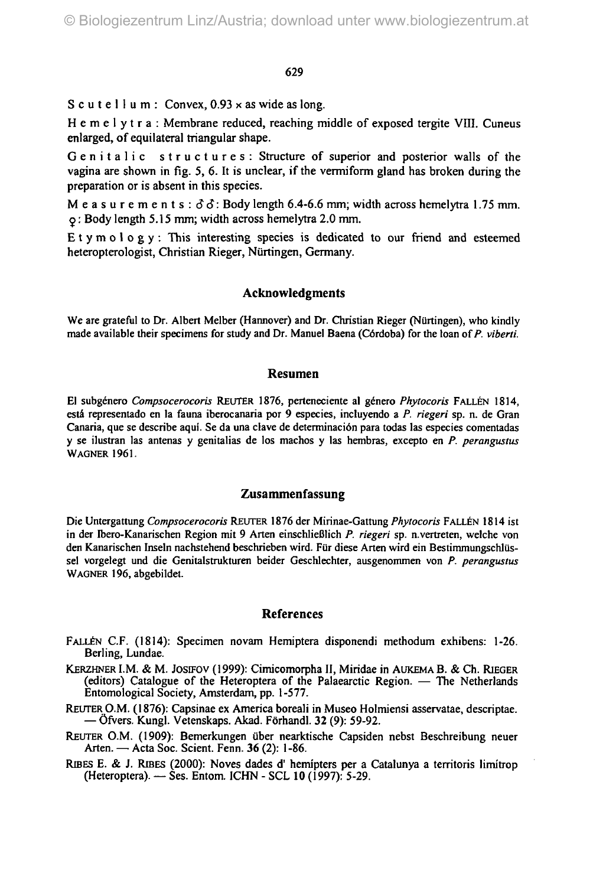S c u t e l l u m : Convex, 0.93 × as wide as long.

H e m e l y t r a : Membrane reduced, reaching middle of exposed tergite VIII. Cuneus enlarged, of equilateral triangular shape.

G e n i t a l i c   s t r u c t u r e s : Structure of superior and posterior walls of the vagina are shown in fig. 5, 6. It is unclear, if the vermiform gland has broken during the preparation or is absent in this species.

M e a s u r e m e n t s : ♂♂: Body length 6.4-6.6 mm; width across hemelytra 1.75 mm. ♀: Body length 5.15 mm; width across hemelytra 2.0 mm.

E t y m o l o g y : This interesting species is dedicated to our friend and esteemed heteropterologist, Christian Rieger, Nürtingen, Germany.

## Acknowledgments

We are grateful to Dr. Albert Melber (Hannover) and Dr. Christian Rieger (Nürtingen), who kindly made available their specimens for study and Dr. Manuel Baena (Córdoba) for the loan of *P. viberti*.

## Resumen

El subgénero *Compsocerocoris* REUTER 1876, perteneciente al género *Phytocoris* FALLÉN 1814, está representado en la fauna iberocanaria por 9 especies, incluyendo a *P. riegeri* sp. n. de Gran Canaria, que se describe aquí. Se da una clave de determinación para todas las especies comentadas y se ilustran las antenas y genitalias de los machos y las hembras, excepto en *P. perangustus* WAGNER 1961.

## Zusammenfassung

Die Untergattung *Compsocerocoris* REUTER 1876 der Mirinae-Gattung *Phytocoris* FALLÉN 1814 ist in der Ibero-Kanarischen Region mit 9 Arten einschließlich *P. riegeri* sp. n.vertreten, welche von den Kanarischen Inseln nachstehend beschrieben wird. Für diese Arten wird ein Bestimmungsschlüssel vorgelegt und die Genitalstrukturen beider Geschlechter, ausgenommen von *P. perangustus* WAGNER 196, abgebildet.

## References

FALLÉN C.F. (1814): Specimen novam Hemiptera disponendi methodum exhibens: 1-26. Berling, Lundae.

KERZHNER I.M. & M. JOSIFOV (1999): Cimicomorpha II, Miridae in AUKEMA B. & Ch. RIEGER (editors) Catalogue of the Heteroptera of the Palaearctic Region. — The Netherlands Entomological Society, Amsterdam, pp. 1-577.

REUTER O.M. (1876): Capsinae ex America boreali in Museo Holmiensi asservatae, descriptae. — Öfvers. Kungl. Vetenskaps. Akad. Förhandl. **32** (9): 59-92.

REUTER O.M. (1909): Bemerkungen über nearktische Capsiden nebst Beschreibung neuer Arten. — Acta Soc. Scient. Fenn. **36** (2): 1-86.

RIBES E. & J. RIBES (2000): Noves dades d' hemípters per a Catalunya a territoris limítrop (Heteroptera). — Ses. Entom. ICHN - SCL **10** (1997): 5-29.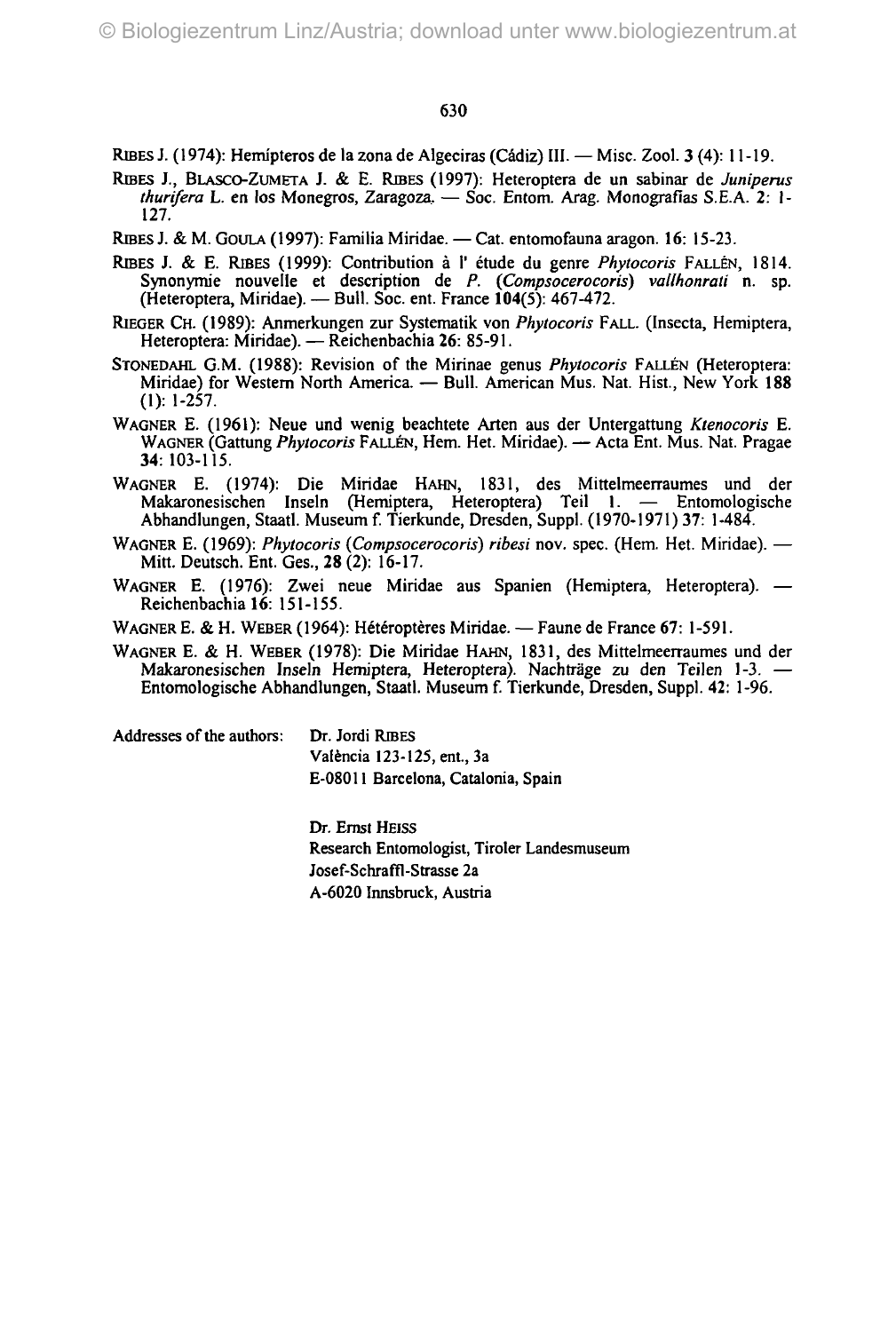RIBES J. (1974): Hemípteros de la zona de Algeciras (Cádiz) III. — Misc. Zool. **3** (4): 11-19.

RIBES J., BLASCO-ZUMETA J. & E. RIBES (1997): Heteroptera de un sabinar de *Juniperus thurifera* L. en los Monegros, Zaragoza. — Soc. Entom. Arag. Monografías S.E.A. **2**: 1-127.

RIBES J. & M. GOULA (1997): Familia Miridae. — Cat. entomofauna aragon. **16**: 15-23.

RIBES J. & E. RIBES (1999): Contribution à l' étude du genre *Phytocoris* FALLÉN, 1814. Synonymie nouvelle et description de *P.* (*Compsocerocoris*) *vallhonrati* n. sp. (Heteroptera, Miridae). — Bull. Soc. ent. France **104**(5): 467-472.

RIEGER CH. (1989): Anmerkungen zur Systematik von *Phytocoris* FALL. (Insecta, Hemiptera, Heteroptera: Miridae). — Reichenbachia **26**: 85-91.

STONEDAHL G.M. (1988): Revision of the Mirinae genus *Phytocoris* FALLÉN (Heteroptera: Miridae) for Western North America. — Bull. American Mus. Nat. Hist., New York **188** (1): 1-257.

WAGNER E. (1961): Neue und wenig beachtete Arten aus der Untergattung *Ktenocoris* E. WAGNER (Gattung *Phytocoris* FALLÉN, Hem. Het. Miridae). — Acta Ent. Mus. Nat. Pragae **34**: 103-115.

WAGNER E. (1974): Die Miridae HAHN, 1831, des Mittelmeerraumes und der Makaronesischen Inseln (Hemiptera, Heteroptera) Teil 1. — Entomologische Abhandlungen, Staatl. Museum f. Tierkunde, Dresden, Suppl. (1970-1971) **37**: 1-484.

WAGNER E. (1969): *Phytocoris* (*Compsocerocoris*) *ribesi* nov. spec. (Hem. Het. Miridae). — Mitt. Deutsch. Ent. Ges., **28** (2): 16-17.

WAGNER E. (1976): Zwei neue Miridae aus Spanien (Hemiptera, Heteroptera). — Reichenbachia **16**: 151-155.

WAGNER E. & H. WEBER (1964): Hétéroptères Miridae. — Faune de France **67**: 1-591.

WAGNER E. & H. WEBER (1978): Die Miridae HAHN, 1831, des Mittelmeerraumes und der Makaronesischen Inseln Hemiptera, Heteroptera). Nachträge zu den Teilen 1-3. — Entomologische Abhandlungen, Staatl. Museum f. Tierkunde, Dresden, Suppl. **42**: 1-96.

Addresses of the authors:

Dr. Jordi RIBES
València 123-125, ent., 3a
E-08011 Barcelona, Catalonia, Spain

Dr. Ernst HEISS
Research Entomologist, Tiroler Landesmuseum
Josef-Schraffl-Strasse 2a
A-6020 Innsbruck, Austria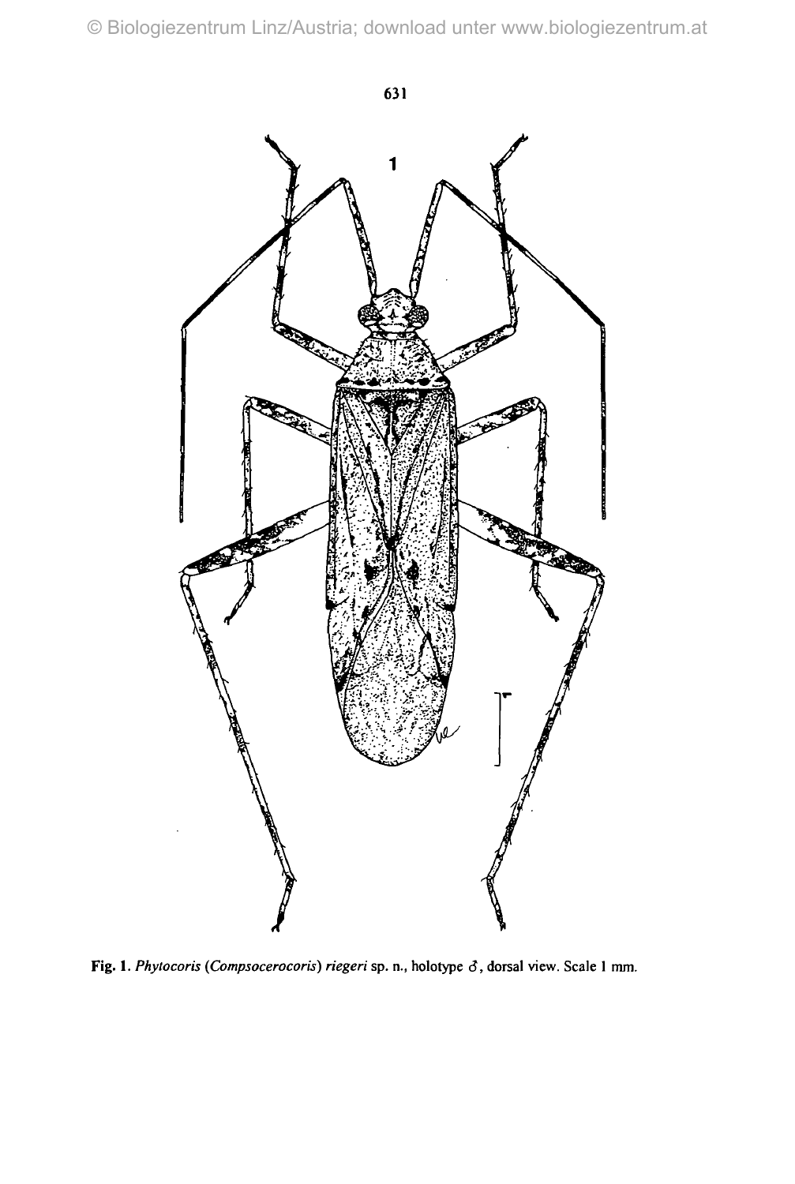Fig. 1. *Phytocoris* (*Compsocerocoris*) *riegeri* sp. n., holotype ♂, dorsal view. Scale 1 mm.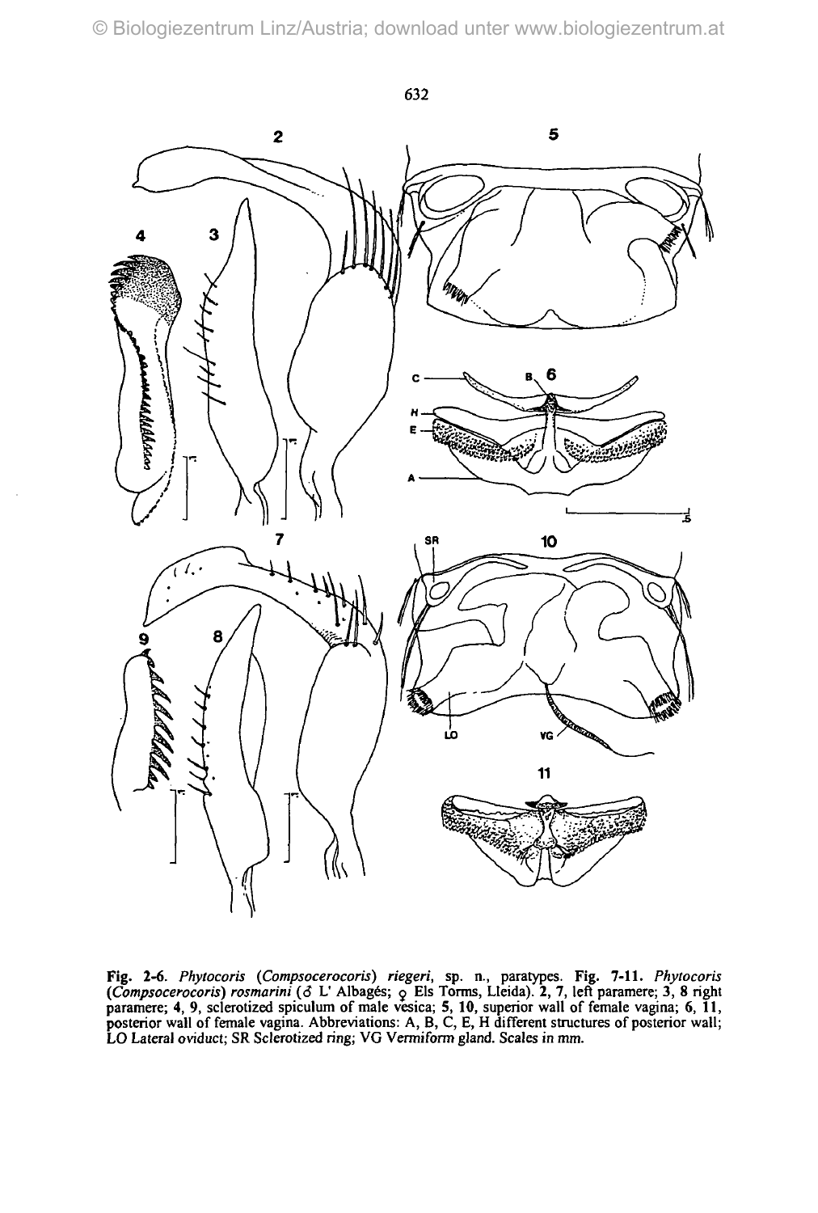**Fig. 2-6.** *Phytocoris* (*Compsocerocoris*) *riegeri*, sp. n., paratypes. **Fig. 7-11.** *Phytocoris* (*Compsocerocoris*) *rosmarini* (♂ L' Albagés; ♀ Els Torms, Lleida). **2, 7**, left paramere; **3, 8** right paramere; **4, 9**, sclerotized spiculum of male vesica; **5, 10**, superior wall of female vagina; **6, 11**, posterior wall of female vagina. Abbreviations: A, B, C, E, H different structures of posterior wall; LO Lateral oviduct; SR Sclerotized ring; VG Vermiform gland. Scales in mm.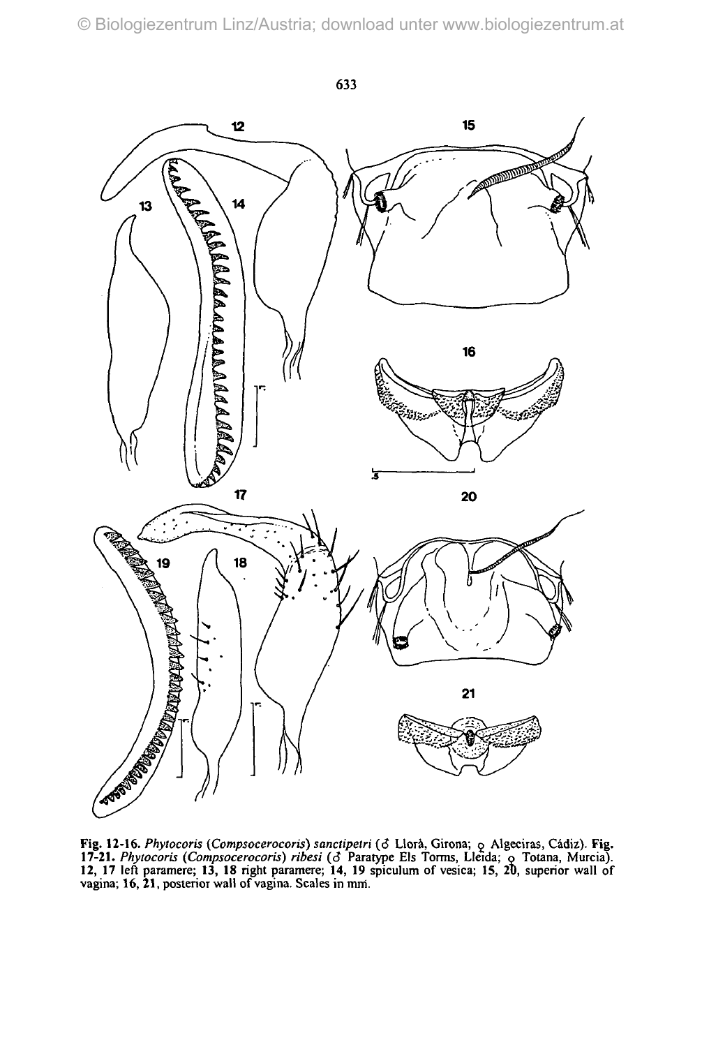**Fig. 12-16.** *Phytocoris* (*Compsocerocoris*) *sanctipetri* (♂ Llorà, Girona; ♀ Algeciras, Cádiz). **Fig. 17-21.** *Phytocoris* (*Compsocerocoris*) *ribesi* (♂ Paratype Els Torms, Lleida; ♀ Totana, Murcia). **12, 17** left paramere; **13, 18** right paramere; **14, 19** spiculum of vesica; **15, 20**, superior wall of vagina; **16, 21**, posterior wall of vagina. Scales in mm.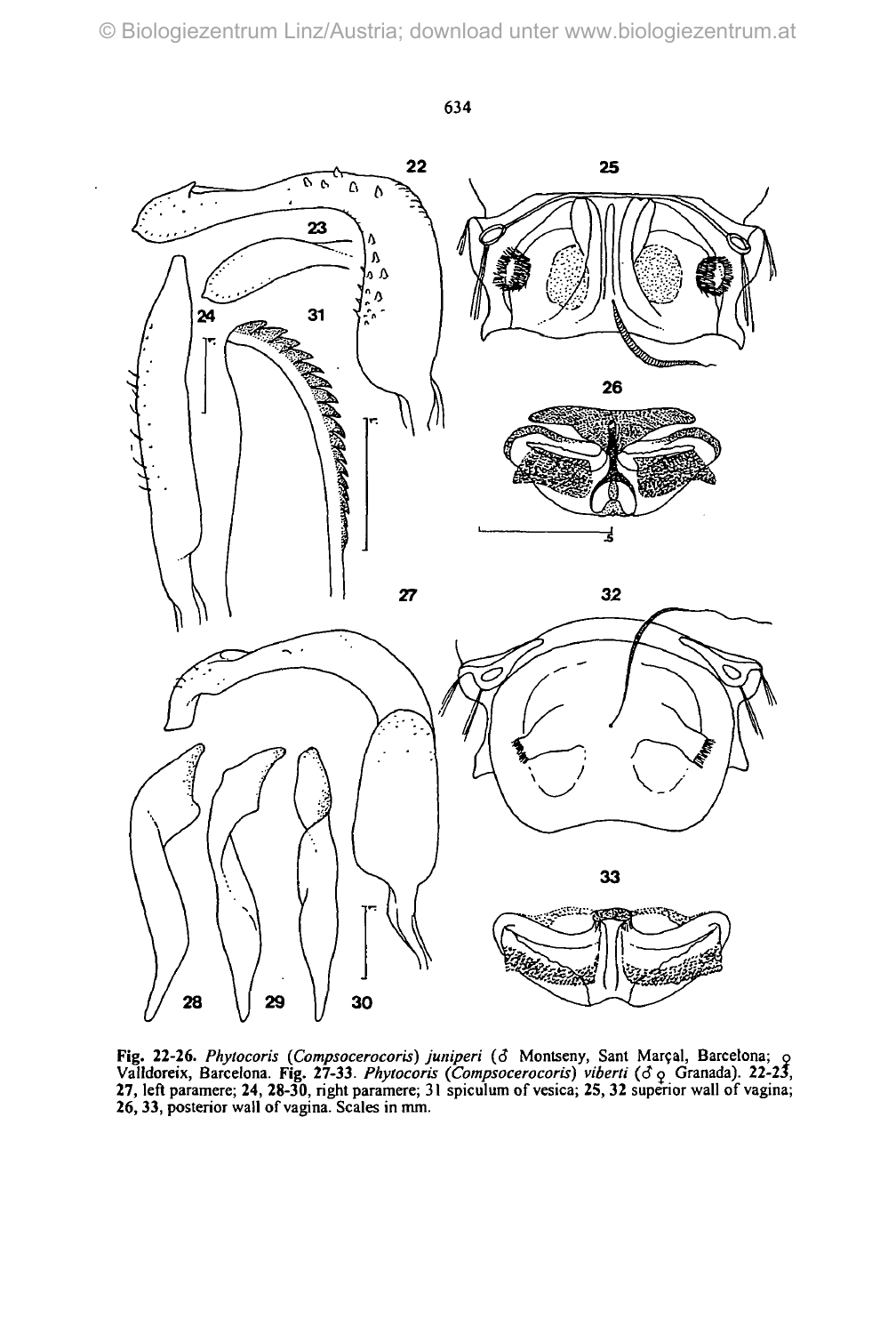**Fig. 22-26.** *Phytocoris* (*Compsocerocoris*) *juniperi* (♂ Montseny, Sant Marçal, Barcelona; ♀ Valldoreix, Barcelona. **Fig. 27-33**. *Phytocoris* (*Compsocerocoris*) *viberti* (♂ ♀ Granada). **22-23**, **27**, left paramere; **24**, **28-30**, right paramere; 31 spiculum of vesica; **25**, **32** superior wall of vagina; **26**, **33**, posterior wall of vagina. Scales in mm.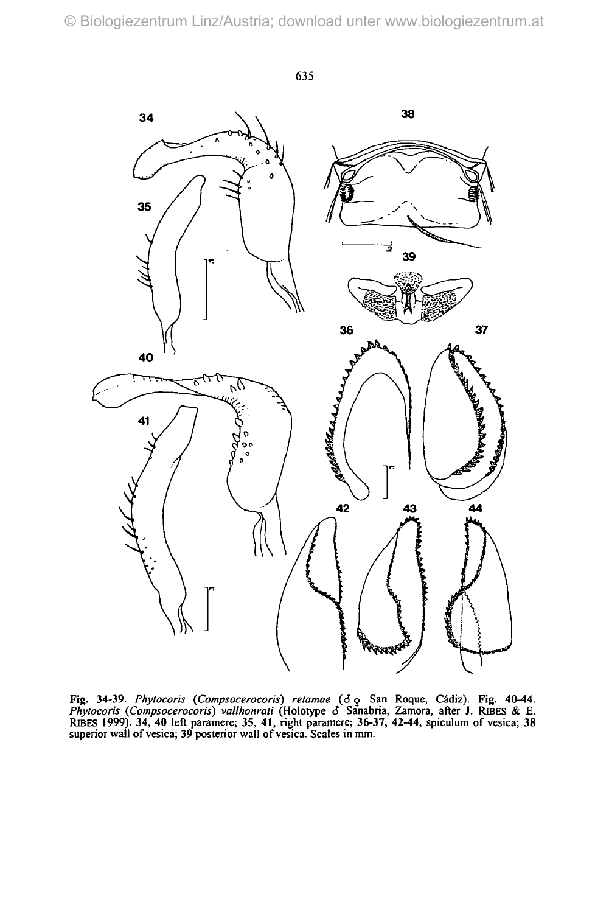**Fig. 34-39.** *Phytocoris* (*Compsocerocoris*) *retamae* (♂ ♀ San Roque, Cádiz). **Fig. 40-44.** *Phytocoris* (*Compsocerocoris*) *vallhonrati* (Holotype ♂ Sanabria, Zamora, after J. RIBES & E. RIBES 1999). **34, 40** left paramere; **35, 41**, right paramere; **36-37, 42-44**, spiculum of vesica; **38** superior wall of vesica; **39** posterior wall of vesica. Scales in mm.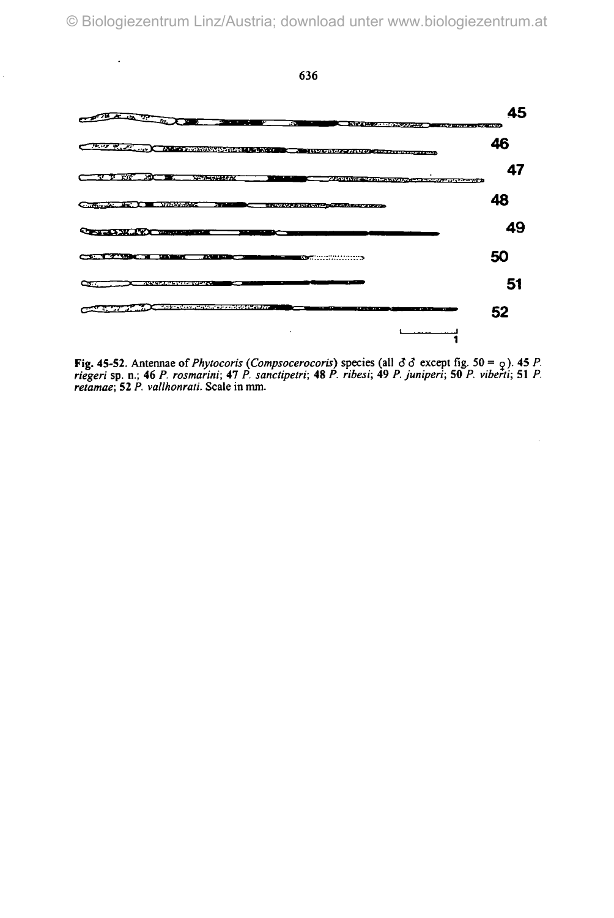**Fig. 45-52**. Antennae of *Phytocoris* (*Compsocerocoris*) species (all ♂♂ except fig. 50 = ♀). **45** *P. riegeri* sp. n.; **46** *P. rosmarini*; **47** *P. sanctipetri*; **48** *P. ribesi*; **49** *P. juniperi*; **50** *P. viberti*; **51** *P. retamae*; **52** *P. vallhonrati*. Scale in mm.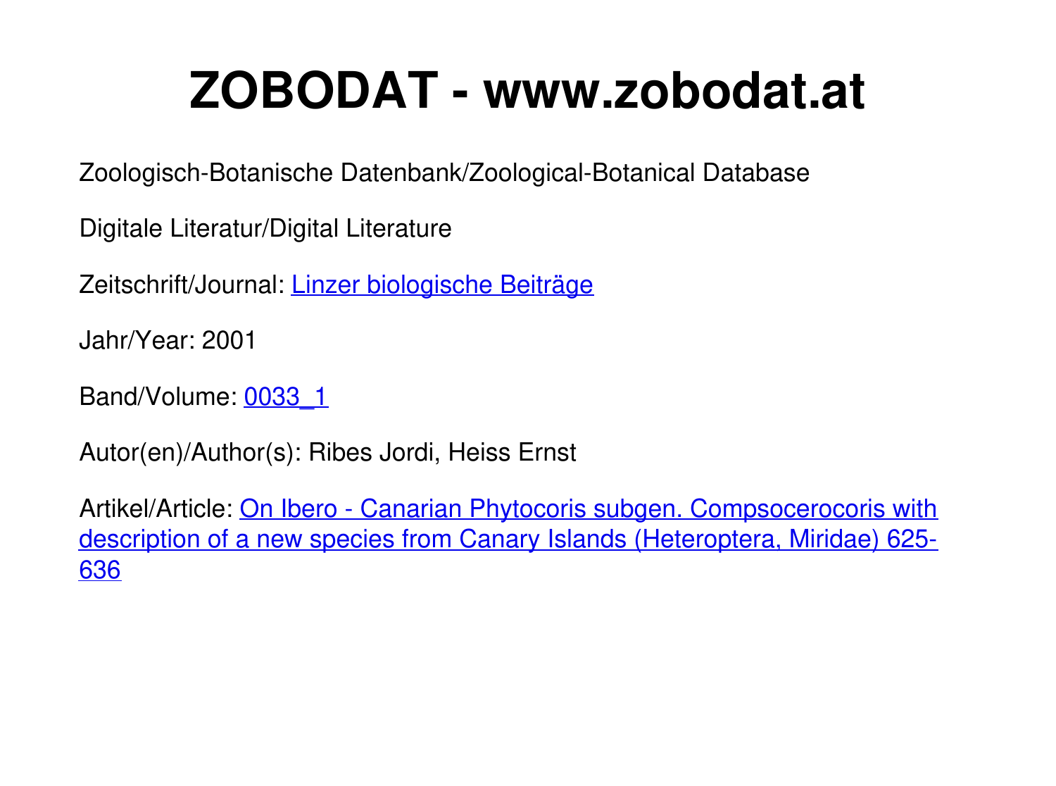# ZOBODAT - www.zobodat.at

Zoologisch-Botanische Datenbank/Zoological-Botanical Database

Digitale Literatur/Digital Literature

Zeitschrift/Journal: Linzer biologische Beiträge

Jahr/Year: 2001

Band/Volume: 0033_1

Autor(en)/Author(s): Ribes Jordi, Heiss Ernst

Artikel/Article: On Ibero - Canarian Phytocoris subgen. Compsocerocoris with description of a new species from Canary Islands (Heteroptera, Miridae) 625-636